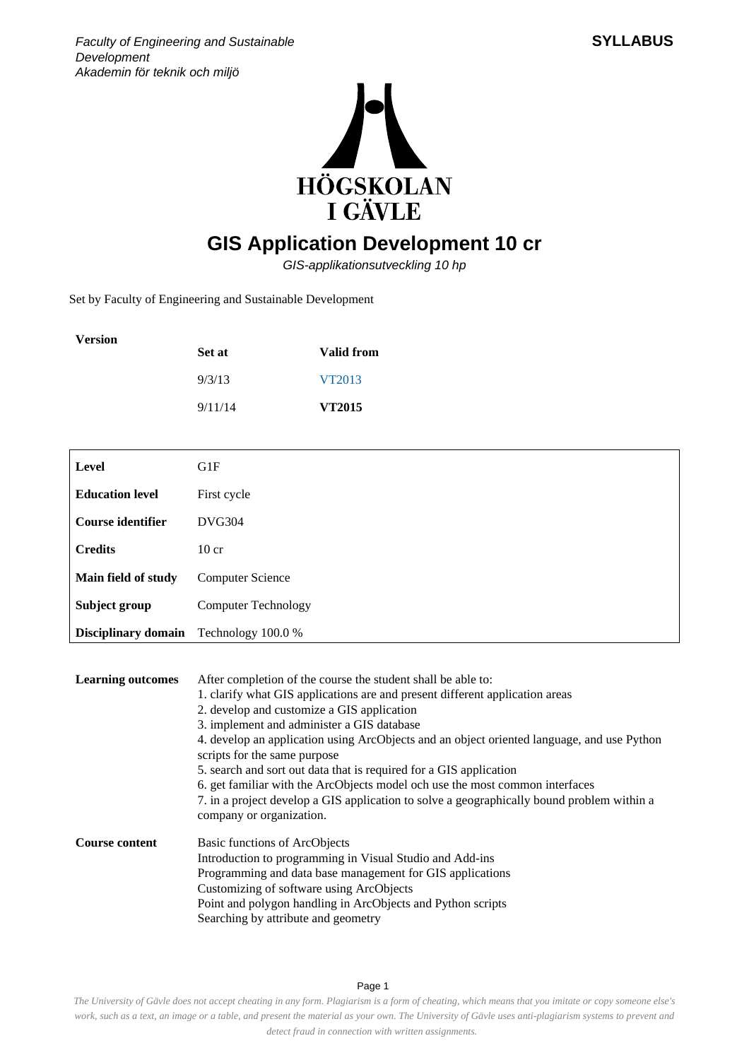*Faculty of Engineering and Sustainable Development*
*Akademin för teknik och miljö*

**SYLLABUS**

HÖGSKOLAN I GÄVLE

# GIS Application Development 10 cr

*GIS-applikationsutveckling 10 hp*

Set by Faculty of Engineering and Sustainable Development

**Version**

| Set at | Valid from |
| --- | --- |
| 9/3/13 | VT2013 |
| 9/11/14 | **VT2015** |

| | |
| --- | --- |
| **Level** | G1F |
| **Education level** | First cycle |
| **Course identifier** | DVG304 |
| **Credits** | 10 cr |
| **Main field of study** | Computer Science |
| **Subject group** | Computer Technology |
| **Disciplinary domain** | Technology 100.0 % |

**Learning outcomes**

After completion of the course the student shall be able to:
1. clarify what GIS applications are and present different application areas
2. develop and customize a GIS application
3. implement and administer a GIS database
4. develop an application using ArcObjects and an object oriented language, and use Python scripts for the same purpose
5. search and sort out data that is required for a GIS application
6. get familiar with the ArcObjects model och use the most common interfaces
7. in a project develop a GIS application to solve a geographically bound problem within a company or organization.

**Course content**

Basic functions of ArcObjects
Introduction to programming in Visual Studio and Add-ins
Programming and data base management for GIS applications
Customizing of software using ArcObjects
Point and polygon handling in ArcObjects and Python scripts
Searching by attribute and geometry

*The University of Gävle does not accept cheating in any form. Plagiarism is a form of cheating, which means that you imitate or copy someone else's work, such as a text, an image or a table, and present the material as your own. The University of Gävle uses anti-plagiarism systems to prevent and detect fraud in connection with written assignments.*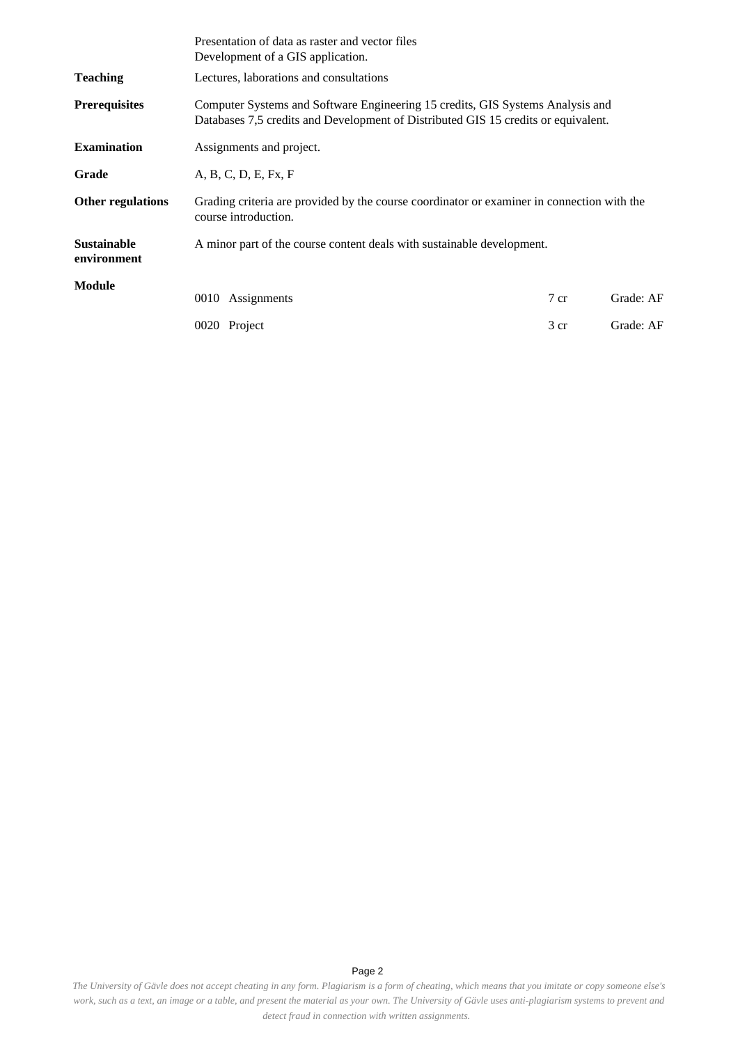Presentation of data as raster and vector files
Development of a GIS application.

**Teaching**

Lectures, laborations and consultations

**Prerequisites**

Computer Systems and Software Engineering 15 credits, GIS Systems Analysis and Databases 7,5 credits and Development of Distributed GIS 15 credits or equivalent.

**Examination**

Assignments and project.

**Grade**

A, B, C, D, E, Fx, F

**Other regulations**

Grading criteria are provided by the course coordinator or examiner in connection with the course introduction.

**Sustainable environment**

A minor part of the course content deals with sustainable development.

**Module**

| | | | |
|---|---|---|---|
| 0010 | Assignments | 7 cr | Grade: AF |
| 0020 | Project | 3 cr | Grade: AF |

*The University of Gävle does not accept cheating in any form. Plagiarism is a form of cheating, which means that you imitate or copy someone else's work, such as a text, an image or a table, and present the material as your own. The University of Gävle uses anti-plagiarism systems to prevent and detect fraud in connection with written assignments.*